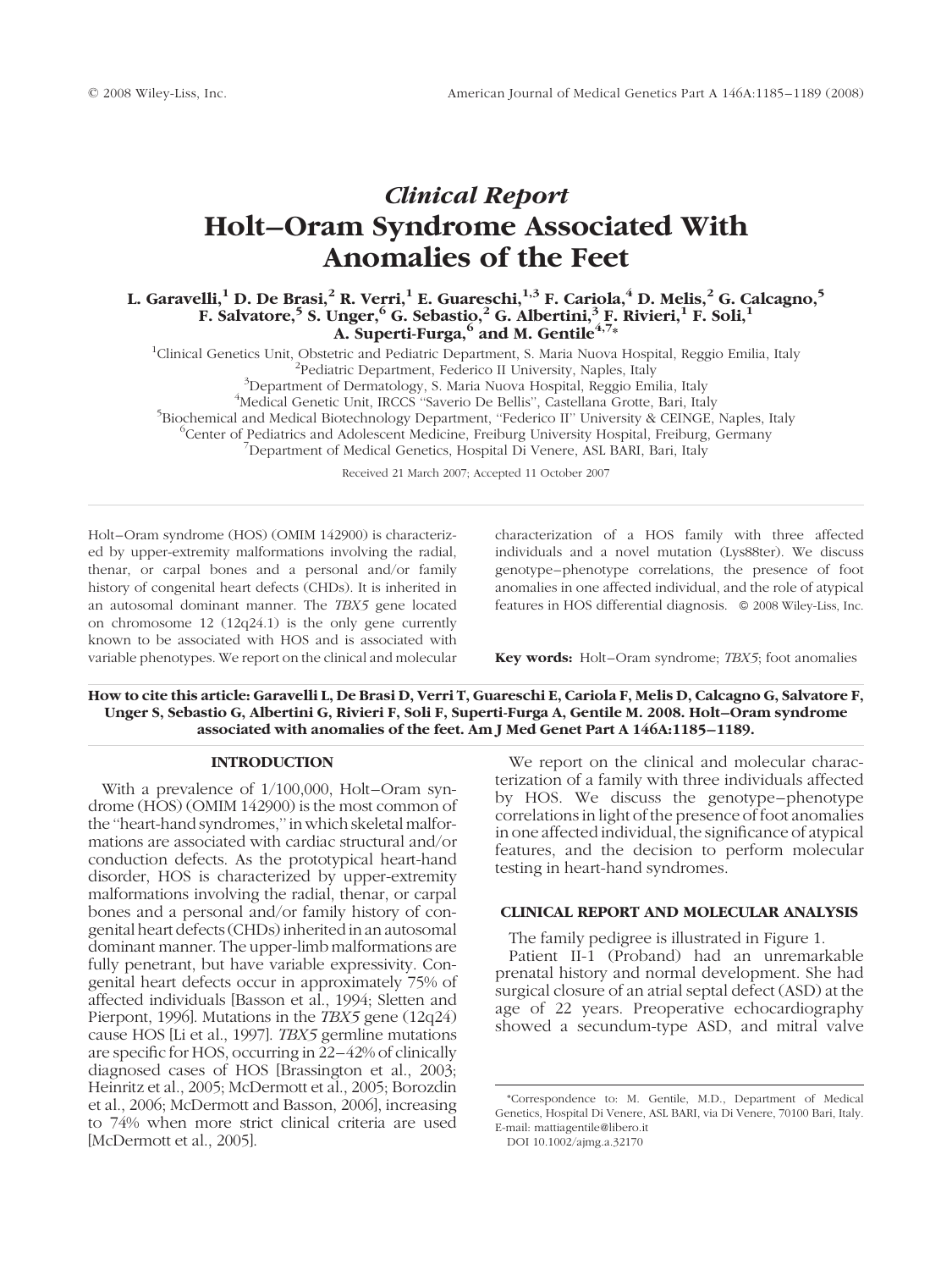## *Clinical Report*

# Holt–Oram Syndrome Associated With Anomalies of the Feet

**L. Garavelli,[1] D. De Brasi,[2] R. Verri,[1] E. Guareschi,[1,3] F. Cariola,[4] D. Melis,[2] G. Calcagno,[5] F. Salvatore,[5] S. Unger,[6] G. Sebastio,[2] G. Albertini,[3] F. Rivieri,[1] F. Soli,[1] A. Superti-Furga,[6] and M. Gentile[4,7]***

[1]Clinical Genetics Unit, Obstetric and Pediatric Department, S. Maria Nuova Hospital, Reggio Emilia, Italy
[2]Pediatric Department, Federico II University, Naples, Italy
[3]Department of Dermatology, S. Maria Nuova Hospital, Reggio Emilia, Italy
[4]Medical Genetic Unit, IRCCS "Saverio De Bellis", Castellana Grotte, Bari, Italy
[5]Biochemical and Medical Biotechnology Department, "Federico II" University & CEINGE, Naples, Italy
[6]Center of Pediatrics and Adolescent Medicine, Freiburg University Hospital, Freiburg, Germany
[7]Department of Medical Genetics, Hospital Di Venere, ASL BARI, Bari, Italy

Received 21 March 2007; Accepted 11 October 2007

Holt–Oram syndrome (HOS) (OMIM 142900) is characterized by upper-extremity malformations involving the radial, thenar, or carpal bones and a personal and/or family history of congenital heart defects (CHDs). It is inherited in an autosomal dominant manner. The *TBX5* gene located on chromosome 12 (12q24.1) is the only gene currently known to be associated with HOS and is associated with variable phenotypes. We report on the clinical and molecular characterization of a HOS family with three affected individuals and a novel mutation (Lys88ter). We discuss genotype–phenotype correlations, the presence of foot anomalies in one affected individual, and the role of atypical features in HOS differential diagnosis. © 2008 Wiley-Liss, Inc.

**Key words:** Holt–Oram syndrome; *TBX5*; foot anomalies

**How to cite this article: Garavelli L, De Brasi D, Verri T, Guareschi E, Cariola F, Melis D, Calcagno G, Salvatore F, Unger S, Sebastio G, Albertini G, Rivieri F, Soli F, Superti-Furga A, Gentile M. 2008. Holt–Oram syndrome associated with anomalies of the feet. Am J Med Genet Part A 146A:1185–1189.**

## INTRODUCTION

With a prevalence of 1/100,000, Holt–Oram syndrome (HOS) (OMIM 142900) is the most common of the "heart-hand syndromes," in which skeletal malformations are associated with cardiac structural and/or conduction defects. As the prototypical heart-hand disorder, HOS is characterized by upper-extremity malformations involving the radial, thenar, or carpal bones and a personal and/or family history of congenital heart defects (CHDs) inherited in an autosomal dominant manner. The upper-limb malformations are fully penetrant, but have variable expressivity. Congenital heart defects occur in approximately 75% of affected individuals [Basson et al., 1994; Sletten and Pierpont, 1996]. Mutations in the *TBX5* gene (12q24) cause HOS [Li et al., 1997]. *TBX5* germline mutations are specific for HOS, occurring in 22–42% of clinically diagnosed cases of HOS [Brassington et al., 2003; Heinritz et al., 2005; McDermott et al., 2005; Borozdin et al., 2006; McDermott and Basson, 2006], increasing to 74% when more strict clinical criteria are used [McDermott et al., 2005].

We report on the clinical and molecular characterization of a family with three individuals affected by HOS. We discuss the genotype–phenotype correlations in light of the presence of foot anomalies in one affected individual, the significance of atypical features, and the decision to perform molecular testing in heart-hand syndromes.

## CLINICAL REPORT AND MOLECULAR ANALYSIS

The family pedigree is illustrated in Figure 1.

Patient II-1 (Proband) had an unremarkable prenatal history and normal development. She had surgical closure of an atrial septal defect (ASD) at the age of 22 years. Preoperative echocardiography showed a secundum-type ASD, and mitral valve

*Correspondence to: M. Gentile, M.D., Department of Medical Genetics, Hospital Di Venere, ASL BARI, via Di Venere, 70100 Bari, Italy. E-mail: mattiagentile@libero.it

DOI 10.1002/ajmg.a.32170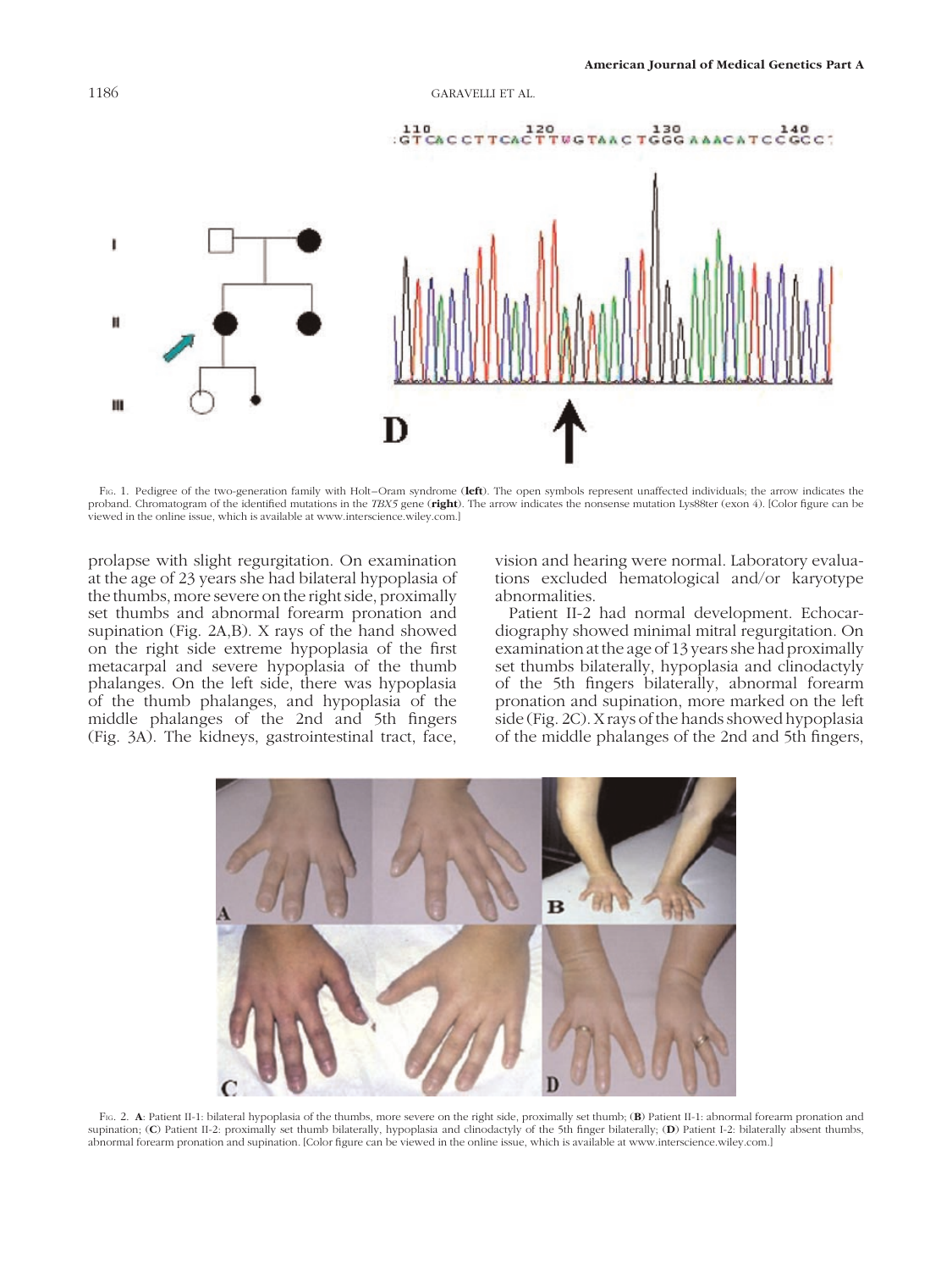Fig. 1. Pedigree of the two-generation family with Holt–Oram syndrome (**left**). The open symbols represent unaffected individuals; the arrow indicates the proband. Chromatogram of the identified mutations in the *TBX5* gene (**right**). The arrow indicates the nonsense mutation Lys88ter (exon 4). [Color figure can be viewed in the online issue, which is available at www.interscience.wiley.com.]

prolapse with slight regurgitation. On examination at the age of 23 years she had bilateral hypoplasia of the thumbs, more severe on the right side, proximally set thumbs and abnormal forearm pronation and supination (Fig. 2A,B). X rays of the hand showed on the right side extreme hypoplasia of the first metacarpal and severe hypoplasia of the thumb phalanges. On the left side, there was hypoplasia of the thumb phalanges, and hypoplasia of the middle phalanges of the 2nd and 5th fingers (Fig. 3A). The kidneys, gastrointestinal tract, face, vision and hearing were normal. Laboratory evaluations excluded hematological and/or karyotype abnormalities.

Patient II-2 had normal development. Echocardiography showed minimal mitral regurgitation. On examination at the age of 13 years she had proximally set thumbs bilaterally, hypoplasia and clinodactyly of the 5th fingers bilaterally, abnormal forearm pronation and supination, more marked on the left side (Fig. 2C). X rays of the hands showed hypoplasia of the middle phalanges of the 2nd and 5th fingers,

Fig. 2. **A**: Patient II-1: bilateral hypoplasia of the thumbs, more severe on the right side, proximally set thumb; (**B**) Patient II-1: abnormal forearm pronation and supination; (**C**) Patient II-2: proximally set thumb bilaterally, hypoplasia and clinodactyly of the 5th finger bilaterally; (**D**) Patient I-2: bilaterally absent thumbs, abnormal forearm pronation and supination. [Color figure can be viewed in the online issue, which is available at www.interscience.wiley.com.]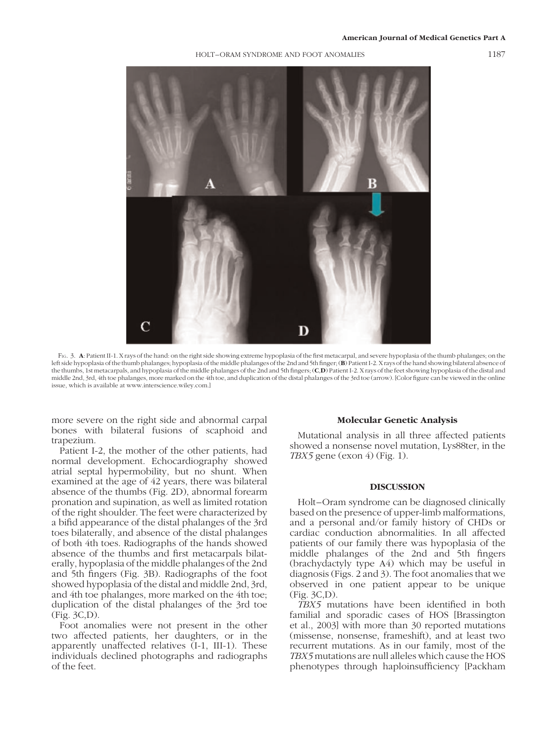Fig. 3. **A**: Patient II-1. X rays of the hand: on the right side showing extreme hypoplasia of the first metacarpal, and severe hypoplasia of the thumb phalanges; on the left side hypoplasia of the thumb phalanges; hypoplasia of the middle phalanges of the 2nd and 5th finger; (**B**) Patient I-2. X rays of the hand showing bilateral absence of the thumbs, 1st metacarpals, and hypoplasia of the middle phalanges of the 2nd and 5th fingers; (**C**,**D**) Patient I-2. X rays of the feet showing hypoplasia of the distal and middle 2nd, 3rd, 4th toe phalanges, more marked on the 4th toe, and duplication of the distal phalanges of the 3rd toe (arrow). [Color figure can be viewed in the online issue, which is available at www.interscience.wiley.com.]

more severe on the right side and abnormal carpal bones with bilateral fusions of scaphoid and trapezium.

Patient I-2, the mother of the other patients, had normal development. Echocardiography showed atrial septal hypermobility, but no shunt. When examined at the age of 42 years, there was bilateral absence of the thumbs (Fig. 2D), abnormal forearm pronation and supination, as well as limited rotation of the right shoulder. The feet were characterized by a bifid appearance of the distal phalanges of the 3rd toes bilaterally, and absence of the distal phalanges of both 4th toes. Radiographs of the hands showed absence of the thumbs and first metacarpals bilaterally, hypoplasia of the middle phalanges of the 2nd and 5th fingers (Fig. 3B). Radiographs of the foot showed hypoplasia of the distal and middle 2nd, 3rd, and 4th toe phalanges, more marked on the 4th toe; duplication of the distal phalanges of the 3rd toe (Fig. 3C,D).

Foot anomalies were not present in the other two affected patients, her daughters, or in the apparently unaffected relatives (I-1, III-1). These individuals declined photographs and radiographs of the feet.

### Molecular Genetic Analysis

Mutational analysis in all three affected patients showed a nonsense novel mutation, Lys88ter, in the *TBX5* gene (exon 4) (Fig. 1).

## DISCUSSION

Holt–Oram syndrome can be diagnosed clinically based on the presence of upper-limb malformations, and a personal and/or family history of CHDs or cardiac conduction abnormalities. In all affected patients of our family there was hypoplasia of the middle phalanges of the 2nd and 5th fingers (brachydactyly type A4) which may be useful in diagnosis (Figs. 2 and 3). The foot anomalies that we observed in one patient appear to be unique (Fig. 3C,D).

*TBX5* mutations have been identified in both familial and sporadic cases of HOS [Brassington et al., 2003] with more than 30 reported mutations (missense, nonsense, frameshift), and at least two recurrent mutations. As in our family, most of the *TBX5* mutations are null alleles which cause the HOS phenotypes through haploinsufficiency [Packham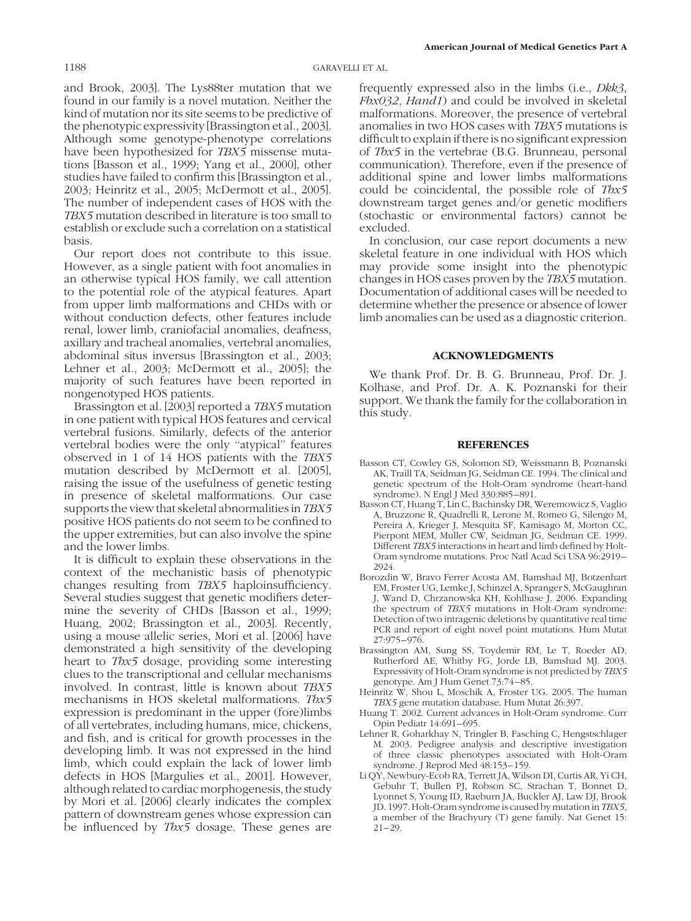and Brook, 2003]. The Lys88ter mutation that we found in our family is a novel mutation. Neither the kind of mutation nor its site seems to be predictive of the phenotypic expressivity [Brassington et al., 2003]. Although some genotype-phenotype correlations have been hypothesized for *TBX5* missense mutations [Basson et al., 1999; Yang et al., 2000], other studies have failed to confirm this [Brassington et al., 2003; Heinritz et al., 2005; McDermott et al., 2005]. The number of independent cases of HOS with the *TBX5* mutation described in literature is too small to establish or exclude such a correlation on a statistical basis.

Our report does not contribute to this issue. However, as a single patient with foot anomalies in an otherwise typical HOS family, we call attention to the potential role of the atypical features. Apart from upper limb malformations and CHDs with or without conduction defects, other features include renal, lower limb, craniofacial anomalies, deafness, axillary and tracheal anomalies, vertebral anomalies, abdominal situs inversus [Brassington et al., 2003; Lehner et al., 2003; McDermott et al., 2005]; the majority of such features have been reported in nongenotyped HOS patients.

Brassington et al. [2003] reported a *TBX5* mutation in one patient with typical HOS features and cervical vertebral fusions. Similarly, defects of the anterior vertebral bodies were the only "atypical" features observed in 1 of 14 HOS patients with the *TBX5* mutation described by McDermott et al. [2005], raising the issue of the usefulness of genetic testing in presence of skeletal malformations. Our case supports the view that skeletal abnormalities in *TBX5* positive HOS patients do not seem to be confined to the upper extremities, but can also involve the spine and the lower limbs.

It is difficult to explain these observations in the context of the mechanistic basis of phenotypic changes resulting from *TBX5* haploinsufficiency. Several studies suggest that genetic modifiers determine the severity of CHDs [Basson et al., 1999; Huang, 2002; Brassington et al., 2003]. Recently, using a mouse allelic series, Mori et al. [2006] have demonstrated a high sensitivity of the developing heart to *Tbx5* dosage, providing some interesting clues to the transcriptional and cellular mechanisms involved. In contrast, little is known about *TBX5* mechanisms in HOS skeletal malformations. *Tbx5* expression is predominant in the upper (fore)limbs of all vertebrates, including humans, mice, chickens, and fish, and is critical for growth processes in the developing limb. It was not expressed in the hind limb, which could explain the lack of lower limb defects in HOS [Margulies et al., 2001]. However, although related to cardiac morphogenesis, the study by Mori et al. [2006] clearly indicates the complex pattern of downstream genes whose expression can be influenced by *Tbx5* dosage. These genes are frequently expressed also in the limbs (i.e., *Dkk3*, *Fbx032*, *Hand1*) and could be involved in skeletal malformations. Moreover, the presence of vertebral anomalies in two HOS cases with *TBX5* mutations is difficult to explain if there is no significant expression of *Tbx5* in the vertebrae (B.G. Brunneau, personal communication). Therefore, even if the presence of additional spine and lower limbs malformations could be coincidental, the possible role of *Tbx5* downstream target genes and/or genetic modifiers (stochastic or environmental factors) cannot be excluded.

In conclusion, our case report documents a new skeletal feature in one individual with HOS which may provide some insight into the phenotypic changes in HOS cases proven by the *TBX5* mutation. Documentation of additional cases will be needed to determine whether the presence or absence of lower limb anomalies can be used as a diagnostic criterion.

## ACKNOWLEDGMENTS

We thank Prof. Dr. B. G. Brunneau, Prof. Dr. J. Kolhase, and Prof. Dr. A. K. Poznanski for their support. We thank the family for the collaboration in this study.

## REFERENCES

Basson CT, Cowley GS, Solomon SD, Weissmann B, Poznanski AK, Traill TA, Seidman JG, Seidman CE. 1994. The clinical and genetic spectrum of the Holt-Oram syndrome (heart-hand syndrome). N Engl J Med 330:885–891.

Basson CT, Huang T, Lin C, Bachinsky DR, Weremowicz S, Vaglio A, Bruzzone R, Quadrelli R, Lerone M, Romeo G, Silengo M, Pereira A, Krieger J, Mesquita SF, Kamisago M, Morton CC, Pierpont MEM, Muller CW, Seidman JG, Seidman CE. 1999. Different *TBX5* interactions in heart and limb defined by Holt-Oram syndrome mutations. Proc Natl Acad Sci USA 96:2919–2924.

Borozdin W, Bravo Ferrer Acosta AM, Bamshad MJ, Botzenhart EM, Froster UG, Lemke J, Schinzel A, Spranger S, McGaughran J, Wand D, Chrzanowska KH, Kohlhase J. 2006. Expanding the spectrum of *TBX5* mutations in Holt-Oram syndrome: Detection of two intragenic deletions by quantitative real time PCR and report of eight novel point mutations. Hum Mutat 27:975–976.

Brassington AM, Sung SS, Toydemir RM, Le T, Roeder AD, Rutherford AE, Whitby FG, Jorde LB, Bamshad MJ. 2003. Expressivity of Holt-Oram syndrome is not predicted by *TBX5* genotype. Am J Hum Genet 73:74–85.

Heinritz W, Shou L, Moschik A, Froster UG. 2005. The human *TBX5* gene mutation database. Hum Mutat 26:397.

Huang T. 2002. Current advances in Holt-Oram syndrome. Curr Opin Pediatr 14:691–695.

Lehner R, Goharkhay N, Tringler B, Fasching C, Hengstschlager M. 2003. Pedigree analysis and descriptive investigation of three classic phenotypes associated with Holt-Oram syndrome. J Reprod Med 48:153–159.

Li QY, Newbury-Ecob RA, Terrett JA, Wilson DI, Curtis AR, Yi CH, Gebuhr T, Bullen PJ, Robson SC, Strachan T, Bonnet D, Lyonnet S, Young ID, Raeburn JA, Buckler AJ, Law DJ, Brook JD. 1997. Holt-Oram syndrome is caused by mutation in *TBX5*, a member of the Brachyury (T) gene family. Nat Genet 15: 21–29.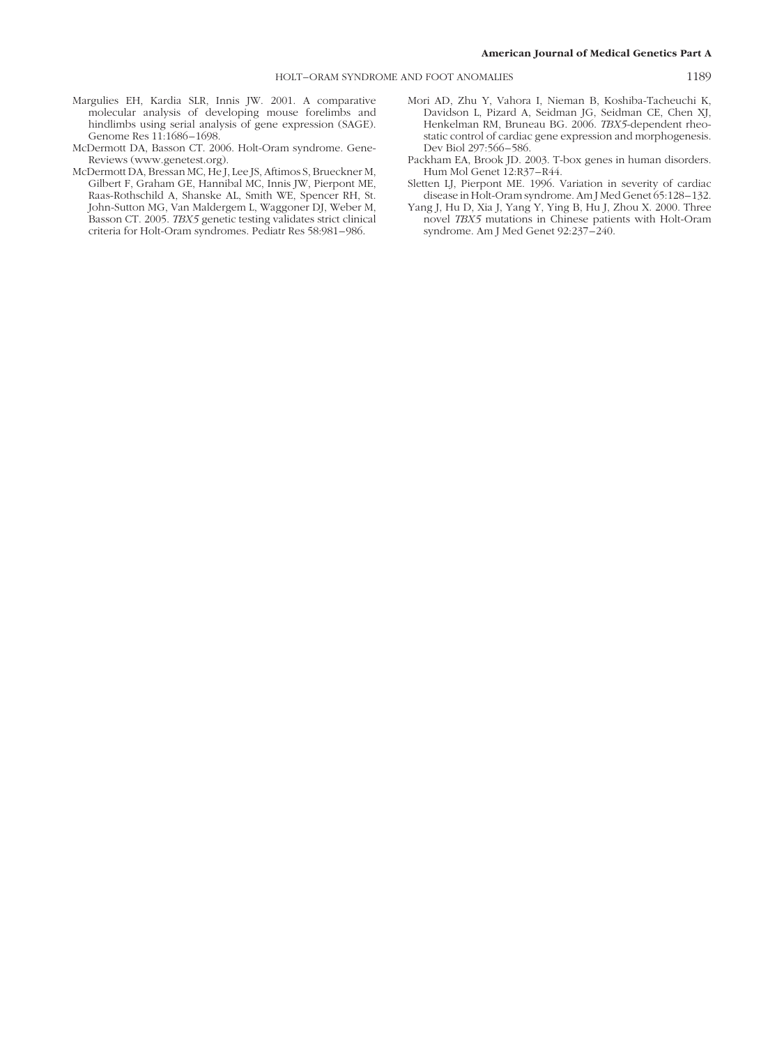Margulies EH, Kardia SLR, Innis JW. 2001. A comparative molecular analysis of developing mouse forelimbs and hindlimbs using serial analysis of gene expression (SAGE). Genome Res 11:1686–1698.

McDermott DA, Basson CT. 2006. Holt-Oram syndrome. GeneReviews (www.genetest.org).

McDermott DA, Bressan MC, He J, Lee JS, Aftimos S, Brueckner M, Gilbert F, Graham GE, Hannibal MC, Innis JW, Pierpont ME, Raas-Rothschild A, Shanske AL, Smith WE, Spencer RH, St. John-Sutton MG, Van Maldergem L, Waggoner DJ, Weber M, Basson CT. 2005. *TBX5* genetic testing validates strict clinical criteria for Holt-Oram syndromes. Pediatr Res 58:981–986.

Mori AD, Zhu Y, Vahora I, Nieman B, Koshiba-Tacheuchi K, Davidson L, Pizard A, Seidman JG, Seidman CE, Chen XJ, Henkelman RM, Bruneau BG. 2006. *TBX5*-dependent rheostatic control of cardiac gene expression and morphogenesis. Dev Biol 297:566–586.

Packham EA, Brook JD. 2003. T-box genes in human disorders. Hum Mol Genet 12:R37–R44.

Sletten LJ, Pierpont ME. 1996. Variation in severity of cardiac disease in Holt-Oram syndrome. Am J Med Genet 65:128–132.

Yang J, Hu D, Xia J, Yang Y, Ying B, Hu J, Zhou X. 2000. Three novel *TBX5* mutations in Chinese patients with Holt-Oram syndrome. Am J Med Genet 92:237–240.